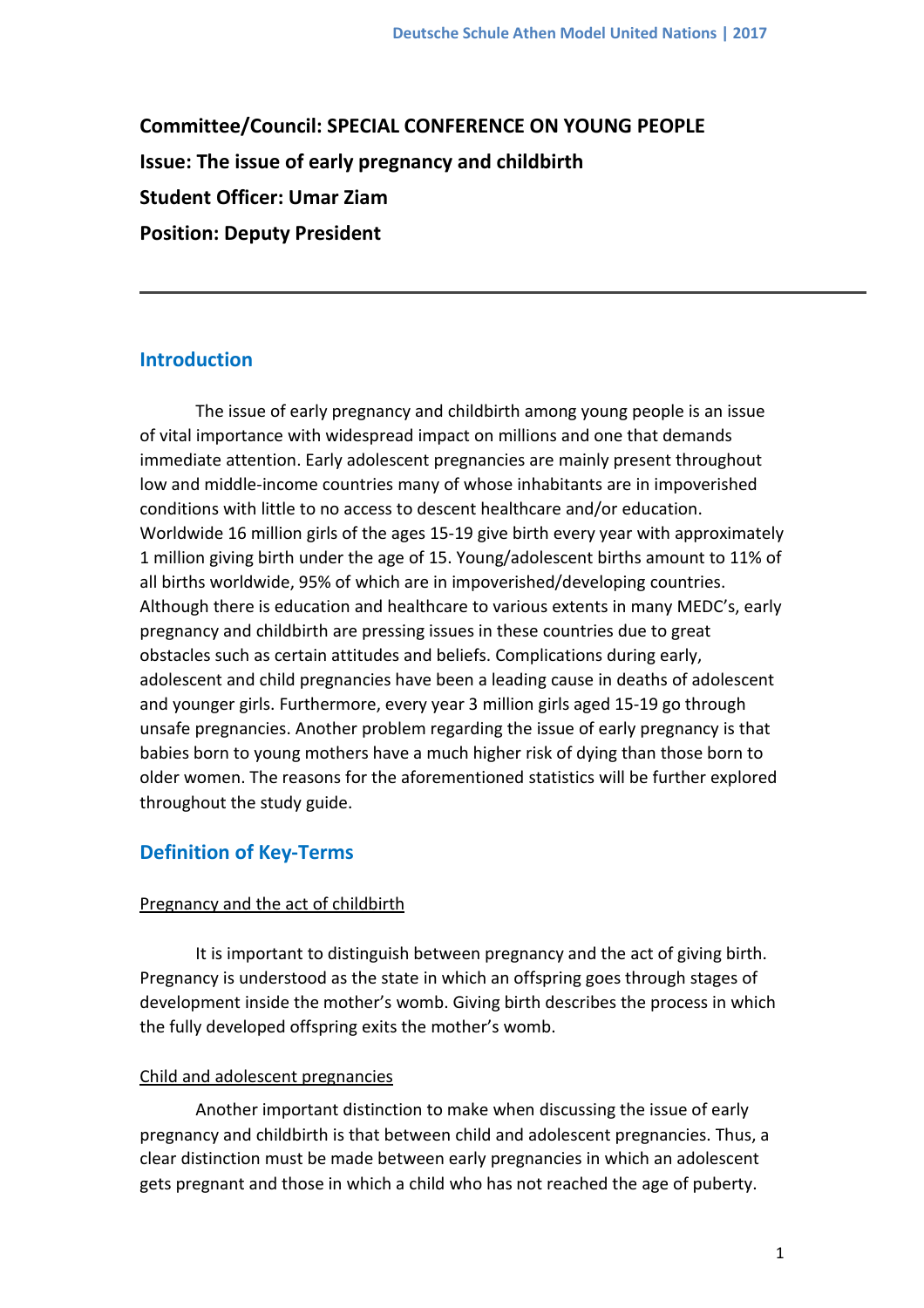**Committee/Council: SPECIAL CONFERENCE ON YOUNG PEOPLE**

**Issue: The issue of early pregnancy and childbirth**

**Student Officer: Umar Ziam**

**Position: Deputy President**

---

## Introduction

The issue of early pregnancy and childbirth among young people is an issue of vital importance with widespread impact on millions and one that demands immediate attention. Early adolescent pregnancies are mainly present throughout low and middle-income countries many of whose inhabitants are in impoverished conditions with little to no access to descent healthcare and/or education. Worldwide 16 million girls of the ages 15-19 give birth every year with approximately 1 million giving birth under the age of 15. Young/adolescent births amount to 11% of all births worldwide, 95% of which are in impoverished/developing countries. Although there is education and healthcare to various extents in many MEDC's, early pregnancy and childbirth are pressing issues in these countries due to great obstacles such as certain attitudes and beliefs. Complications during early, adolescent and child pregnancies have been a leading cause in deaths of adolescent and younger girls. Furthermore, every year 3 million girls aged 15-19 go through unsafe pregnancies. Another problem regarding the issue of early pregnancy is that babies born to young mothers have a much higher risk of dying than those born to older women. The reasons for the aforementioned statistics will be further explored throughout the study guide.

## Definition of Key-Terms

### Pregnancy and the act of childbirth

It is important to distinguish between pregnancy and the act of giving birth. Pregnancy is understood as the state in which an offspring goes through stages of development inside the mother's womb. Giving birth describes the process in which the fully developed offspring exits the mother's womb.

### Child and adolescent pregnancies

Another important distinction to make when discussing the issue of early pregnancy and childbirth is that between child and adolescent pregnancies. Thus, a clear distinction must be made between early pregnancies in which an adolescent gets pregnant and those in which a child who has not reached the age of puberty.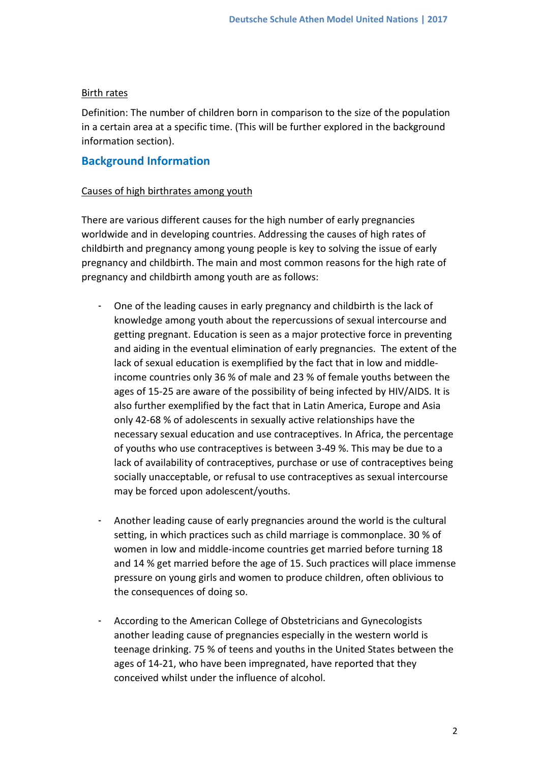Birth rates

Definition: The number of children born in comparison to the size of the population in a certain area at a specific time. (This will be further explored in the background information section).

## Background Information

Causes of high birthrates among youth

There are various different causes for the high number of early pregnancies worldwide and in developing countries. Addressing the causes of high rates of childbirth and pregnancy among young people is key to solving the issue of early pregnancy and childbirth. The main and most common reasons for the high rate of pregnancy and childbirth among youth are as follows:

- One of the leading causes in early pregnancy and childbirth is the lack of knowledge among youth about the repercussions of sexual intercourse and getting pregnant. Education is seen as a major protective force in preventing and aiding in the eventual elimination of early pregnancies. The extent of the lack of sexual education is exemplified by the fact that in low and middle-income countries only 36 % of male and 23 % of female youths between the ages of 15-25 are aware of the possibility of being infected by HIV/AIDS. It is also further exemplified by the fact that in Latin America, Europe and Asia only 42-68 % of adolescents in sexually active relationships have the necessary sexual education and use contraceptives. In Africa, the percentage of youths who use contraceptives is between 3-49 %. This may be due to a lack of availability of contraceptives, purchase or use of contraceptives being socially unacceptable, or refusal to use contraceptives as sexual intercourse may be forced upon adolescent/youths.

- Another leading cause of early pregnancies around the world is the cultural setting, in which practices such as child marriage is commonplace. 30 % of women in low and middle-income countries get married before turning 18 and 14 % get married before the age of 15. Such practices will place immense pressure on young girls and women to produce children, often oblivious to the consequences of doing so.

- According to the American College of Obstetricians and Gynecologists another leading cause of pregnancies especially in the western world is teenage drinking. 75 % of teens and youths in the United States between the ages of 14-21, who have been impregnated, have reported that they conceived whilst under the influence of alcohol.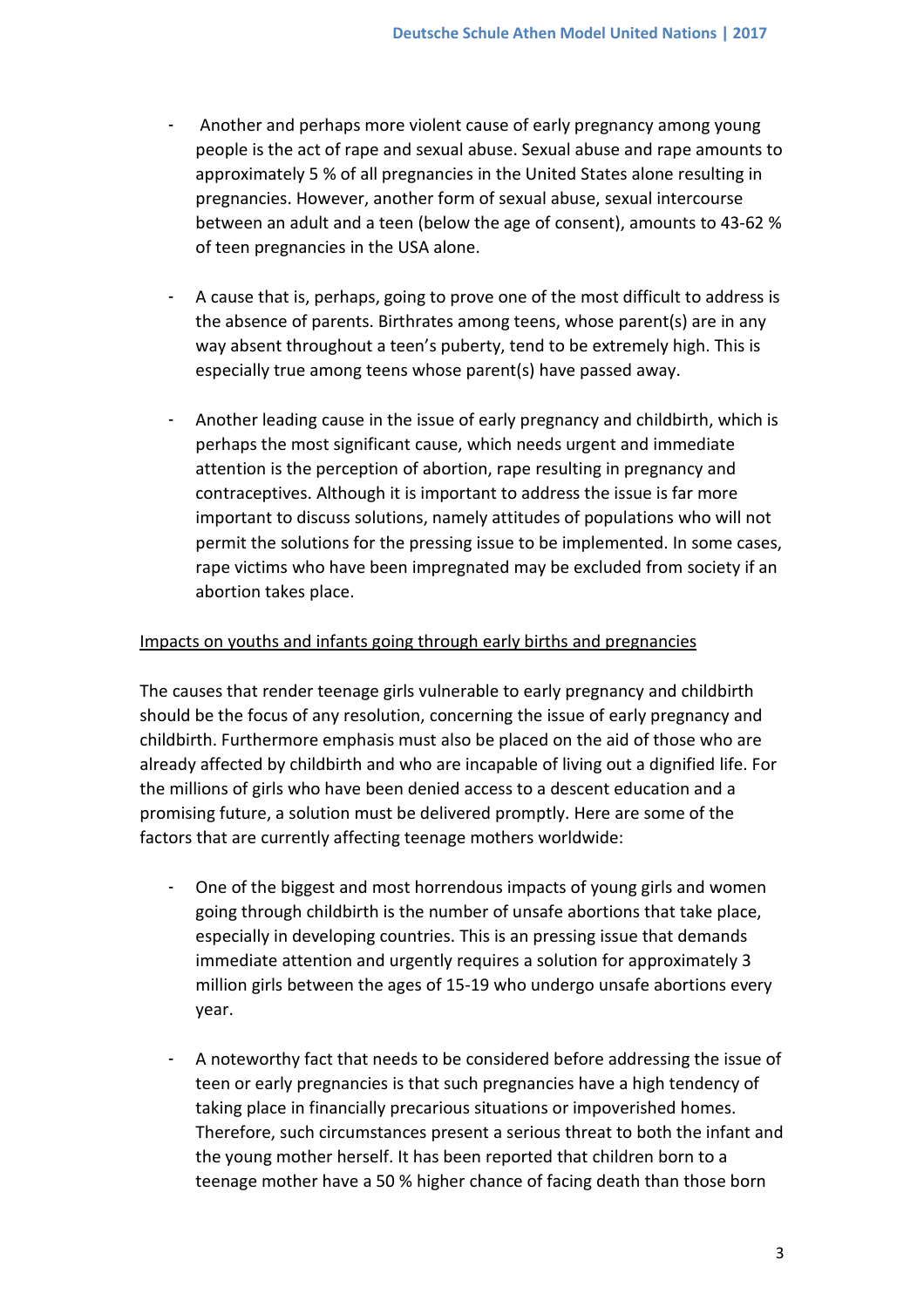- Another and perhaps more violent cause of early pregnancy among young people is the act of rape and sexual abuse. Sexual abuse and rape amounts to approximately 5 % of all pregnancies in the United States alone resulting in pregnancies. However, another form of sexual abuse, sexual intercourse between an adult and a teen (below the age of consent), amounts to 43-62 % of teen pregnancies in the USA alone.

- A cause that is, perhaps, going to prove one of the most difficult to address is the absence of parents. Birthrates among teens, whose parent(s) are in any way absent throughout a teen's puberty, tend to be extremely high. This is especially true among teens whose parent(s) have passed away.

- Another leading cause in the issue of early pregnancy and childbirth, which is perhaps the most significant cause, which needs urgent and immediate attention is the perception of abortion, rape resulting in pregnancy and contraceptives. Although it is important to address the issue is far more important to discuss solutions, namely attitudes of populations who will not permit the solutions for the pressing issue to be implemented. In some cases, rape victims who have been impregnated may be excluded from society if an abortion takes place.

<u>Impacts on youths and infants going through early births and pregnancies</u>

The causes that render teenage girls vulnerable to early pregnancy and childbirth should be the focus of any resolution, concerning the issue of early pregnancy and childbirth. Furthermore emphasis must also be placed on the aid of those who are already affected by childbirth and who are incapable of living out a dignified life. For the millions of girls who have been denied access to a descent education and a promising future, a solution must be delivered promptly. Here are some of the factors that are currently affecting teenage mothers worldwide:

- One of the biggest and most horrendous impacts of young girls and women going through childbirth is the number of unsafe abortions that take place, especially in developing countries. This is an pressing issue that demands immediate attention and urgently requires a solution for approximately 3 million girls between the ages of 15-19 who undergo unsafe abortions every year.

- A noteworthy fact that needs to be considered before addressing the issue of teen or early pregnancies is that such pregnancies have a high tendency of taking place in financially precarious situations or impoverished homes. Therefore, such circumstances present a serious threat to both the infant and the young mother herself. It has been reported that children born to a teenage mother have a 50 % higher chance of facing death than those born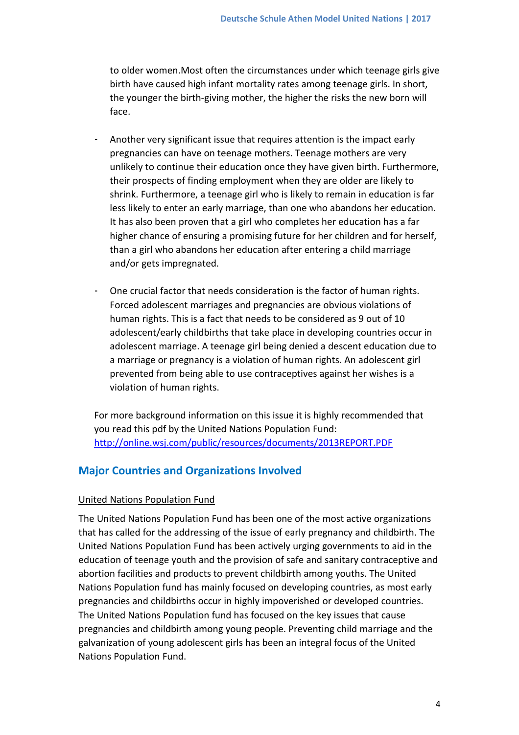to older women.Most often the circumstances under which teenage girls give birth have caused high infant mortality rates among teenage girls. In short, the younger the birth-giving mother, the higher the risks the new born will face.

- Another very significant issue that requires attention is the impact early pregnancies can have on teenage mothers. Teenage mothers are very unlikely to continue their education once they have given birth. Furthermore, their prospects of finding employment when they are older are likely to shrink. Furthermore, a teenage girl who is likely to remain in education is far less likely to enter an early marriage, than one who abandons her education. It has also been proven that a girl who completes her education has a far higher chance of ensuring a promising future for her children and for herself, than a girl who abandons her education after entering a child marriage and/or gets impregnated.

- One crucial factor that needs consideration is the factor of human rights. Forced adolescent marriages and pregnancies are obvious violations of human rights. This is a fact that needs to be considered as 9 out of 10 adolescent/early childbirths that take place in developing countries occur in adolescent marriage. A teenage girl being denied a descent education due to a marriage or pregnancy is a violation of human rights. An adolescent girl prevented from being able to use contraceptives against her wishes is a violation of human rights.

For more background information on this issue it is highly recommended that you read this pdf by the United Nations Population Fund: [http://online.wsj.com/public/resources/documents/2013REPORT.PDF](http://online.wsj.com/public/resources/documents/2013REPORT.PDF)

## Major Countries and Organizations Involved

United Nations Population Fund

The United Nations Population Fund has been one of the most active organizations that has called for the addressing of the issue of early pregnancy and childbirth. The United Nations Population Fund has been actively urging governments to aid in the education of teenage youth and the provision of safe and sanitary contraceptive and abortion facilities and products to prevent childbirth among youths. The United Nations Population fund has mainly focused on developing countries, as most early pregnancies and childbirths occur in highly impoverished or developed countries. The United Nations Population fund has focused on the key issues that cause pregnancies and childbirth among young people. Preventing child marriage and the galvanization of young adolescent girls has been an integral focus of the United Nations Population Fund.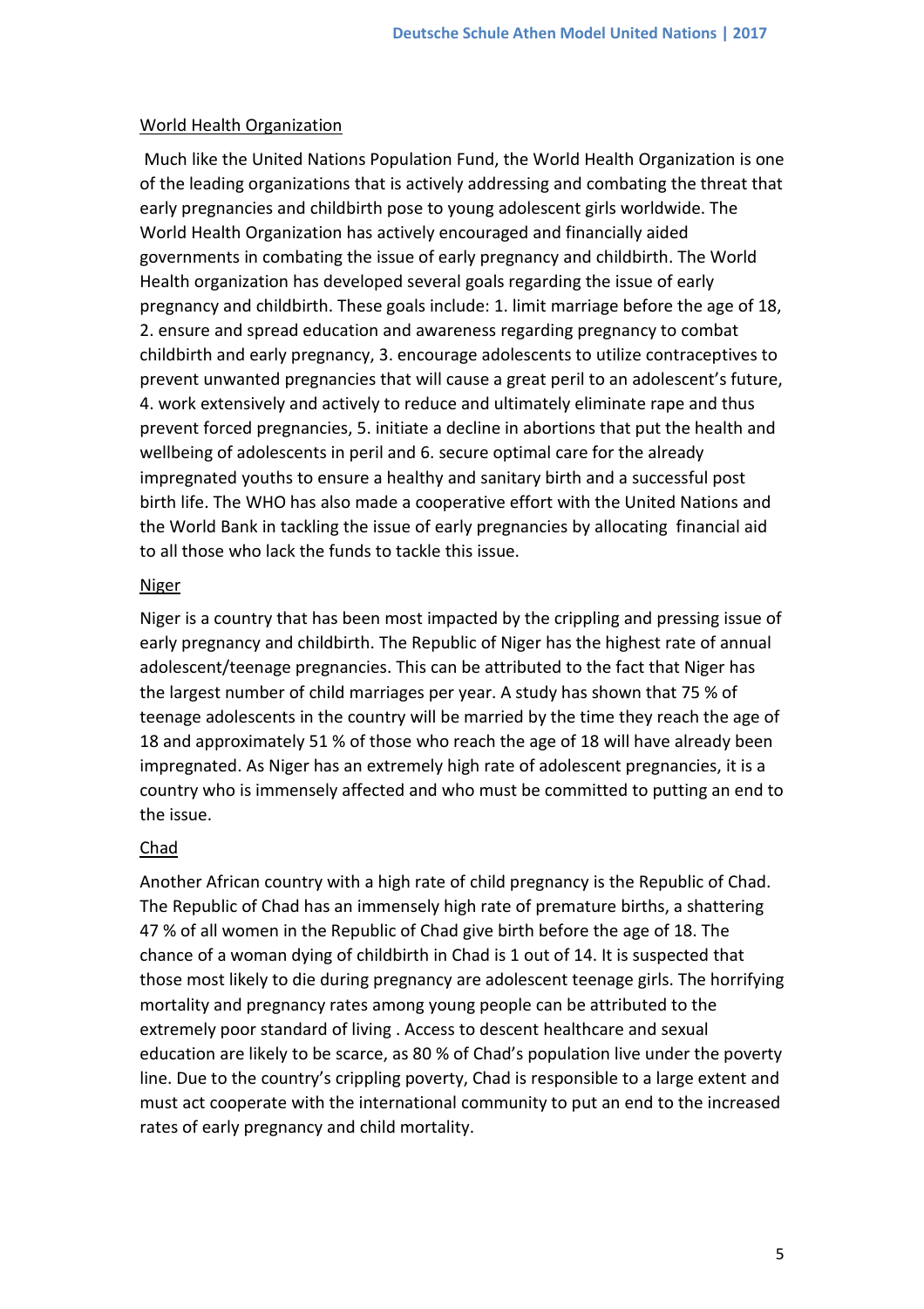<u>World Health Organization</u>

Much like the United Nations Population Fund, the World Health Organization is one of the leading organizations that is actively addressing and combating the threat that early pregnancies and childbirth pose to young adolescent girls worldwide. The World Health Organization has actively encouraged and financially aided governments in combating the issue of early pregnancy and childbirth. The World Health organization has developed several goals regarding the issue of early pregnancy and childbirth. These goals include: 1. limit marriage before the age of 18, 2. ensure and spread education and awareness regarding pregnancy to combat childbirth and early pregnancy, 3. encourage adolescents to utilize contraceptives to prevent unwanted pregnancies that will cause a great peril to an adolescent's future, 4. work extensively and actively to reduce and ultimately eliminate rape and thus prevent forced pregnancies, 5. initiate a decline in abortions that put the health and wellbeing of adolescents in peril and 6. secure optimal care for the already impregnated youths to ensure a healthy and sanitary birth and a successful post birth life. The WHO has also made a cooperative effort with the United Nations and the World Bank in tackling the issue of early pregnancies by allocating financial aid to all those who lack the funds to tackle this issue.

<u>Niger</u>

Niger is a country that has been most impacted by the crippling and pressing issue of early pregnancy and childbirth. The Republic of Niger has the highest rate of annual adolescent/teenage pregnancies. This can be attributed to the fact that Niger has the largest number of child marriages per year. A study has shown that 75 % of teenage adolescents in the country will be married by the time they reach the age of 18 and approximately 51 % of those who reach the age of 18 will have already been impregnated. As Niger has an extremely high rate of adolescent pregnancies, it is a country who is immensely affected and who must be committed to putting an end to the issue.

<u>Chad</u>

Another African country with a high rate of child pregnancy is the Republic of Chad. The Republic of Chad has an immensely high rate of premature births, a shattering 47 % of all women in the Republic of Chad give birth before the age of 18. The chance of a woman dying of childbirth in Chad is 1 out of 14. It is suspected that those most likely to die during pregnancy are adolescent teenage girls. The horrifying mortality and pregnancy rates among young people can be attributed to the extremely poor standard of living . Access to descent healthcare and sexual education are likely to be scarce, as 80 % of Chad's population live under the poverty line. Due to the country's crippling poverty, Chad is responsible to a large extent and must act cooperate with the international community to put an end to the increased rates of early pregnancy and child mortality.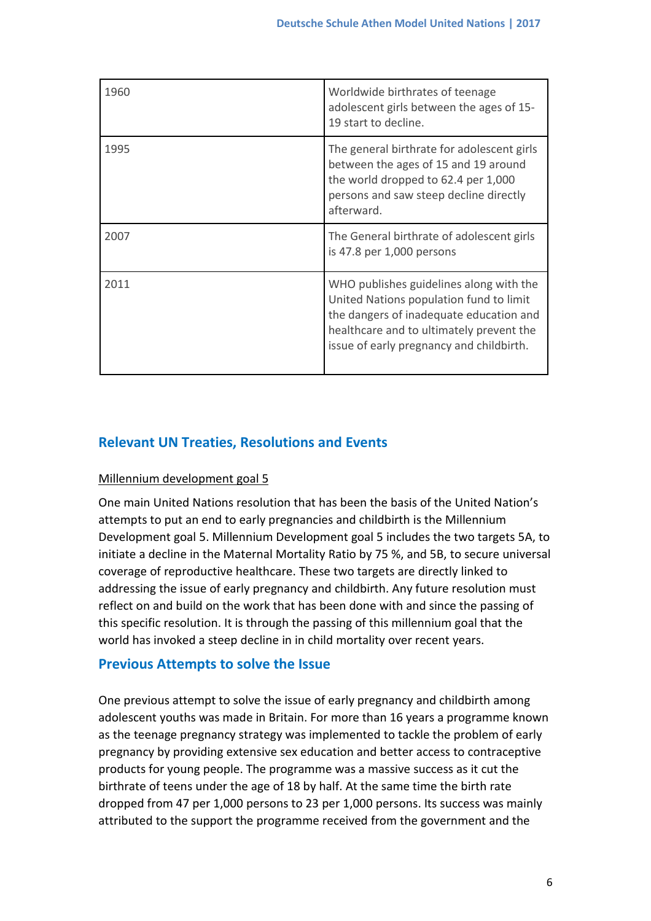| | |
|---|---|
| 1960 | Worldwide birthrates of teenage adolescent girls between the ages of 15-19 start to decline. |
| 1995 | The general birthrate for adolescent girls between the ages of 15 and 19 around the world dropped to 62.4 per 1,000 persons and saw steep decline directly afterward. |
| 2007 | The General birthrate of adolescent girls is 47.8 per 1,000 persons |
| 2011 | WHO publishes guidelines along with the United Nations population fund to limit the dangers of inadequate education and healthcare and to ultimately prevent the issue of early pregnancy and childbirth. |

## Relevant UN Treaties, Resolutions and Events

<u>Millennium development goal 5</u>

One main United Nations resolution that has been the basis of the United Nation's attempts to put an end to early pregnancies and childbirth is the Millennium Development goal 5. Millennium Development goal 5 includes the two targets 5A, to initiate a decline in the Maternal Mortality Ratio by 75 %, and 5B, to secure universal coverage of reproductive healthcare. These two targets are directly linked to addressing the issue of early pregnancy and childbirth. Any future resolution must reflect on and build on the work that has been done with and since the passing of this specific resolution. It is through the passing of this millennium goal that the world has invoked a steep decline in in child mortality over recent years.

## Previous Attempts to solve the Issue

One previous attempt to solve the issue of early pregnancy and childbirth among adolescent youths was made in Britain. For more than 16 years a programme known as the teenage pregnancy strategy was implemented to tackle the problem of early pregnancy by providing extensive sex education and better access to contraceptive products for young people. The programme was a massive success as it cut the birthrate of teens under the age of 18 by half. At the same time the birth rate dropped from 47 per 1,000 persons to 23 per 1,000 persons. Its success was mainly attributed to the support the programme received from the government and the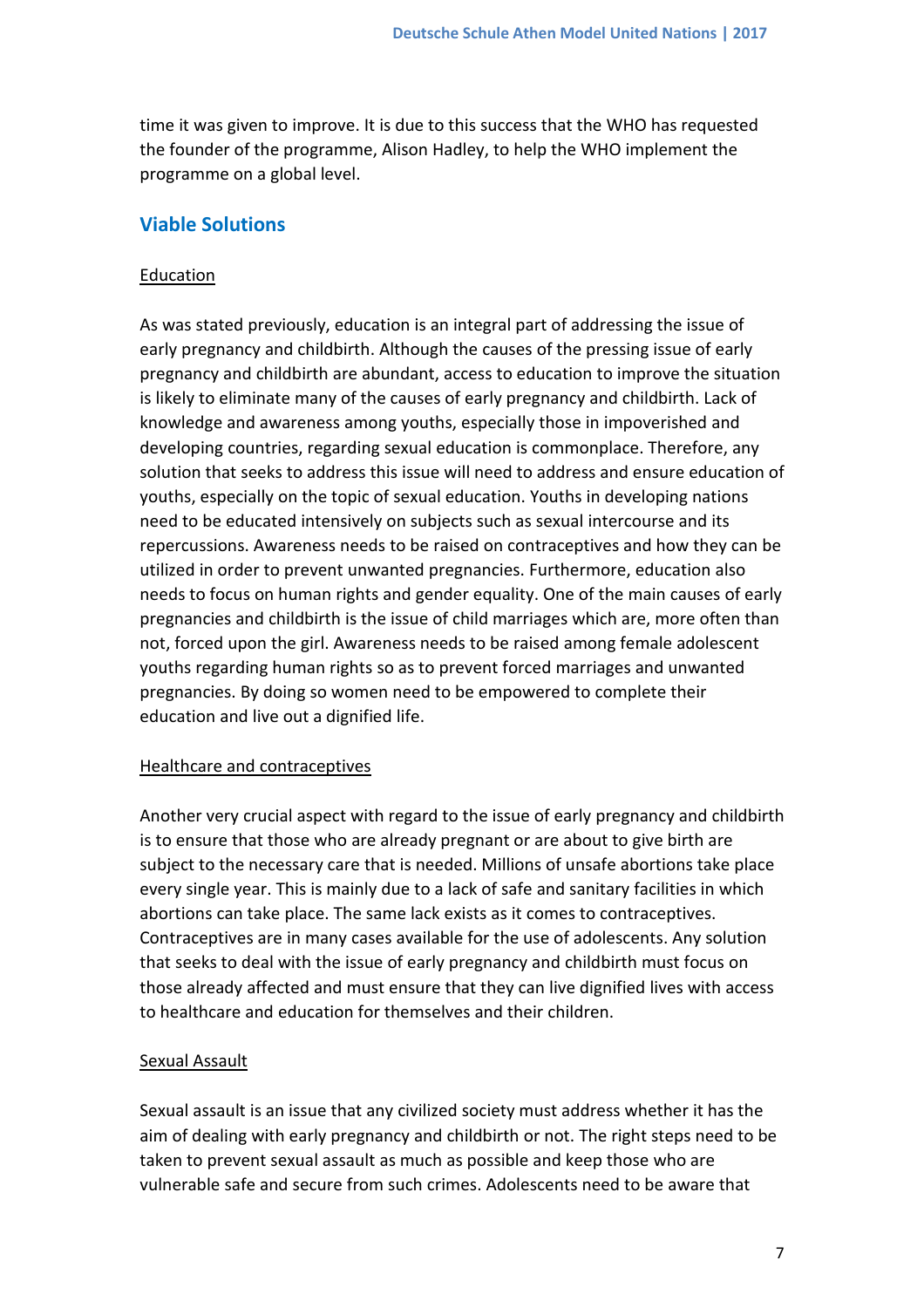time it was given to improve. It is due to this success that the WHO has requested the founder of the programme, Alison Hadley, to help the WHO implement the programme on a global level.

## Viable Solutions

<u>Education</u>

As was stated previously, education is an integral part of addressing the issue of early pregnancy and childbirth. Although the causes of the pressing issue of early pregnancy and childbirth are abundant, access to education to improve the situation is likely to eliminate many of the causes of early pregnancy and childbirth. Lack of knowledge and awareness among youths, especially those in impoverished and developing countries, regarding sexual education is commonplace. Therefore, any solution that seeks to address this issue will need to address and ensure education of youths, especially on the topic of sexual education. Youths in developing nations need to be educated intensively on subjects such as sexual intercourse and its repercussions. Awareness needs to be raised on contraceptives and how they can be utilized in order to prevent unwanted pregnancies. Furthermore, education also needs to focus on human rights and gender equality. One of the main causes of early pregnancies and childbirth is the issue of child marriages which are, more often than not, forced upon the girl. Awareness needs to be raised among female adolescent youths regarding human rights so as to prevent forced marriages and unwanted pregnancies. By doing so women need to be empowered to complete their education and live out a dignified life.

<u>Healthcare and contraceptives</u>

Another very crucial aspect with regard to the issue of early pregnancy and childbirth is to ensure that those who are already pregnant or are about to give birth are subject to the necessary care that is needed. Millions of unsafe abortions take place every single year. This is mainly due to a lack of safe and sanitary facilities in which abortions can take place. The same lack exists as it comes to contraceptives. Contraceptives are in many cases available for the use of adolescents. Any solution that seeks to deal with the issue of early pregnancy and childbirth must focus on those already affected and must ensure that they can live dignified lives with access to healthcare and education for themselves and their children.

<u>Sexual Assault</u>

Sexual assault is an issue that any civilized society must address whether it has the aim of dealing with early pregnancy and childbirth or not. The right steps need to be taken to prevent sexual assault as much as possible and keep those who are vulnerable safe and secure from such crimes. Adolescents need to be aware that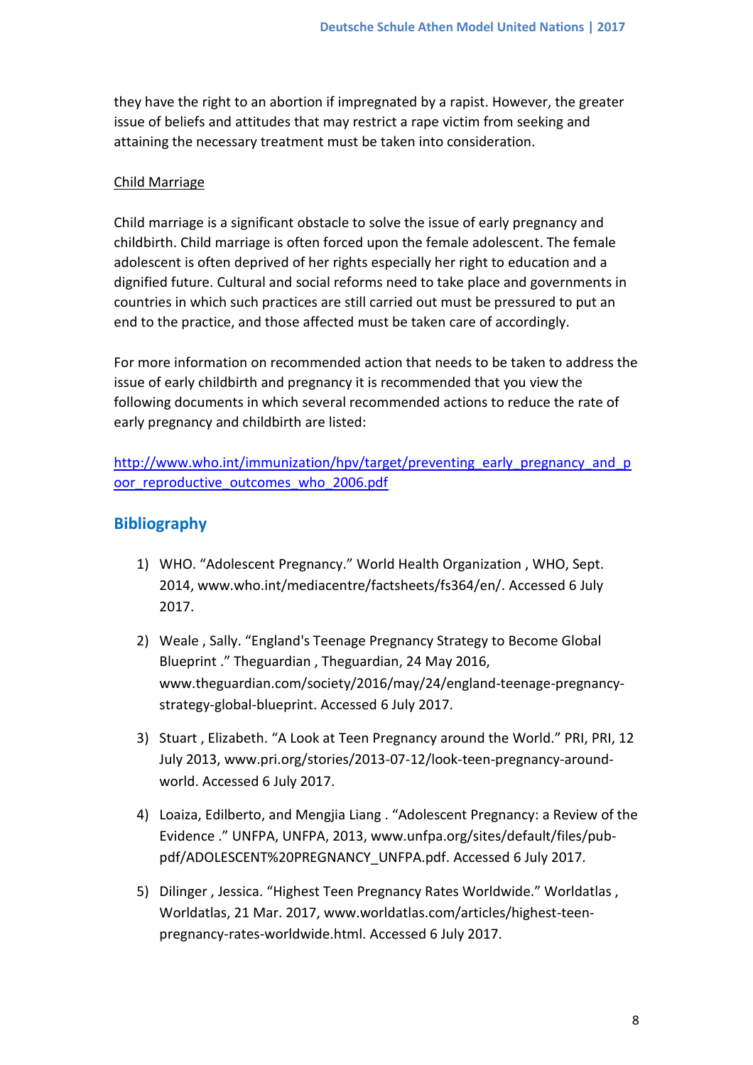they have the right to an abortion if impregnated by a rapist. However, the greater issue of beliefs and attitudes that may restrict a rape victim from seeking and attaining the necessary treatment must be taken into consideration.

Child Marriage

Child marriage is a significant obstacle to solve the issue of early pregnancy and childbirth. Child marriage is often forced upon the female adolescent. The female adolescent is often deprived of her rights especially her right to education and a dignified future. Cultural and social reforms need to take place and governments in countries in which such practices are still carried out must be pressured to put an end to the practice, and those affected must be taken care of accordingly.

For more information on recommended action that needs to be taken to address the issue of early childbirth and pregnancy it is recommended that you view the following documents in which several recommended actions to reduce the rate of early pregnancy and childbirth are listed:

http://www.who.int/immunization/hpv/target/preventing_early_pregnancy_and_poor_reproductive_outcomes_who_2006.pdf

## Bibliography

1) WHO. "Adolescent Pregnancy." World Health Organization , WHO, Sept. 2014, www.who.int/mediacentre/factsheets/fs364/en/. Accessed 6 July 2017.

2) Weale , Sally. "England's Teenage Pregnancy Strategy to Become Global Blueprint ." Theguardian , Theguardian, 24 May 2016, www.theguardian.com/society/2016/may/24/england-teenage-pregnancy-strategy-global-blueprint. Accessed 6 July 2017.

3) Stuart , Elizabeth. "A Look at Teen Pregnancy around the World." PRI, PRI, 12 July 2013, www.pri.org/stories/2013-07-12/look-teen-pregnancy-around-world. Accessed 6 July 2017.

4) Loaiza, Edilberto, and Mengjia Liang . "Adolescent Pregnancy: a Review of the Evidence ." UNFPA, UNFPA, 2013, www.unfpa.org/sites/default/files/pub-pdf/ADOLESCENT%20PREGNANCY_UNFPA.pdf. Accessed 6 July 2017.

5) Dilinger , Jessica. "Highest Teen Pregnancy Rates Worldwide." Worldatlas , Worldatlas, 21 Mar. 2017, www.worldatlas.com/articles/highest-teen-pregnancy-rates-worldwide.html. Accessed 6 July 2017.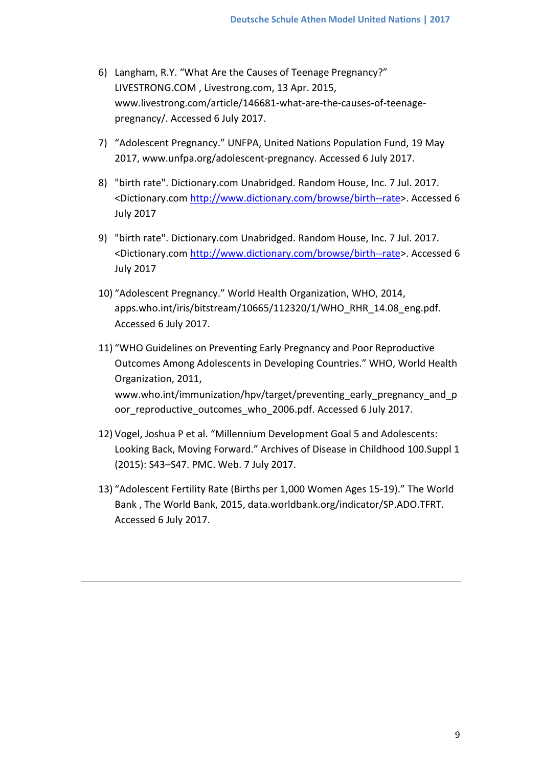6) Langham, R.Y. “What Are the Causes of Teenage Pregnancy?” LIVESTRONG.COM , Livestrong.com, 13 Apr. 2015, www.livestrong.com/article/146681-what-are-the-causes-of-teenage-pregnancy/. Accessed 6 July 2017.

7) “Adolescent Pregnancy.” UNFPA, United Nations Population Fund, 19 May 2017, www.unfpa.org/adolescent-pregnancy. Accessed 6 July 2017.

8) "birth rate". Dictionary.com Unabridged. Random House, Inc. 7 Jul. 2017. <Dictionary.com http://www.dictionary.com/browse/birth--rate>. Accessed 6 July 2017

9) "birth rate". Dictionary.com Unabridged. Random House, Inc. 7 Jul. 2017. <Dictionary.com http://www.dictionary.com/browse/birth--rate>. Accessed 6 July 2017

10) “Adolescent Pregnancy.” World Health Organization, WHO, 2014, apps.who.int/iris/bitstream/10665/112320/1/WHO_RHR_14.08_eng.pdf. Accessed 6 July 2017.

11) “WHO Guidelines on Preventing Early Pregnancy and Poor Reproductive Outcomes Among Adolescents in Developing Countries.” WHO, World Health Organization, 2011, www.who.int/immunization/hpv/target/preventing_early_pregnancy_and_poor_reproductive_outcomes_who_2006.pdf. Accessed 6 July 2017.

12) Vogel, Joshua P et al. “Millennium Development Goal 5 and Adolescents: Looking Back, Moving Forward.” Archives of Disease in Childhood 100.Suppl 1 (2015): S43–S47. PMC. Web. 7 July 2017.

13) “Adolescent Fertility Rate (Births per 1,000 Women Ages 15-19).” The World Bank , The World Bank, 2015, data.worldbank.org/indicator/SP.ADO.TFRT. Accessed 6 July 2017.